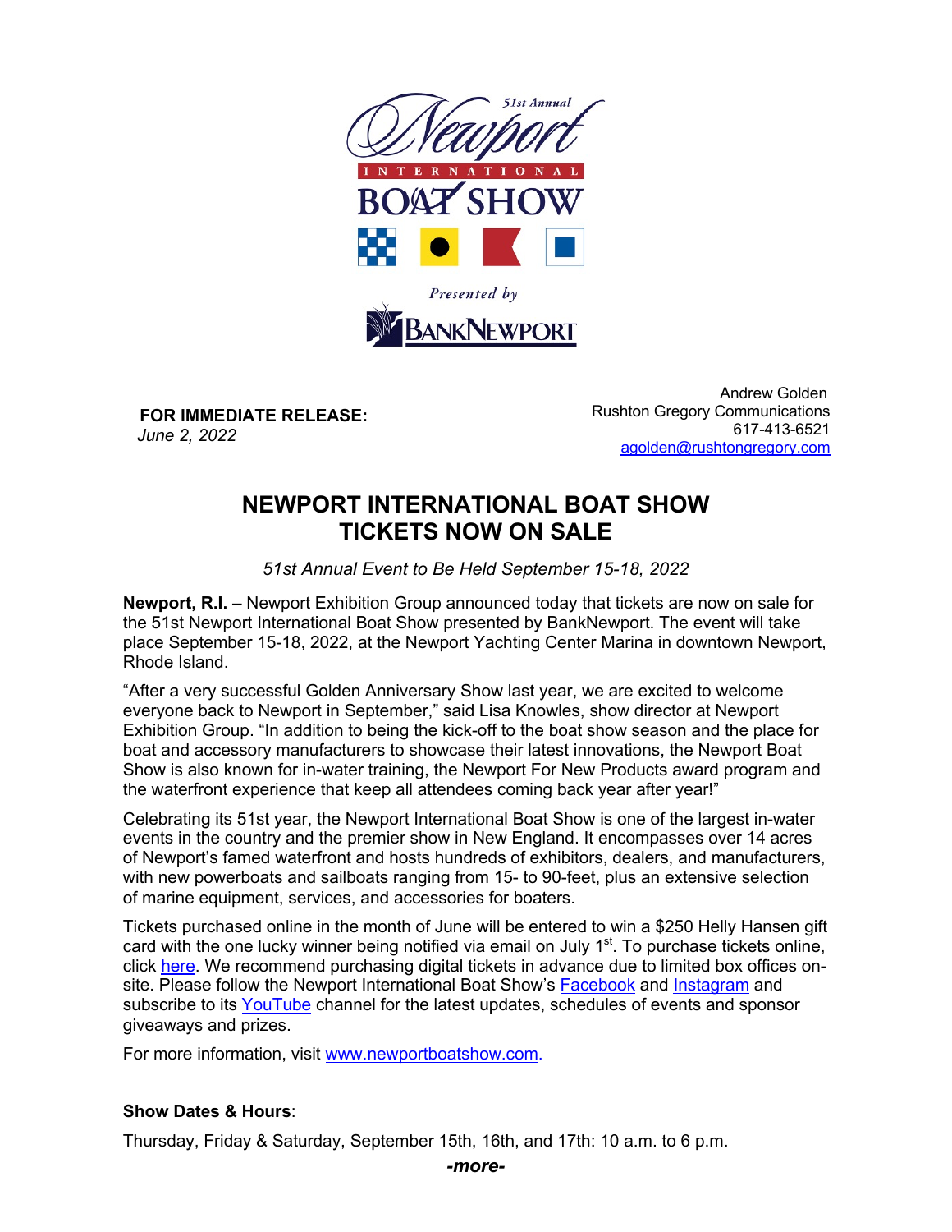51st Annual Newport International Boat Show

Presented by BankNewport

**FOR IMMEDIATE RELEASE:**
*June 2, 2022*

Andrew Golden
Rushton Gregory Communications
617-413-6521
agolden@rushtongregory.com

# NEWPORT INTERNATIONAL BOAT SHOW TICKETS NOW ON SALE

*51st Annual Event to Be Held September 15-18, 2022*

**Newport, R.I.** – Newport Exhibition Group announced today that tickets are now on sale for the 51st Newport International Boat Show presented by BankNewport. The event will take place September 15-18, 2022, at the Newport Yachting Center Marina in downtown Newport, Rhode Island.

"After a very successful Golden Anniversary Show last year, we are excited to welcome everyone back to Newport in September," said Lisa Knowles, show director at Newport Exhibition Group. "In addition to being the kick-off to the boat show season and the place for boat and accessory manufacturers to showcase their latest innovations, the Newport Boat Show is also known for in-water training, the Newport For New Products award program and the waterfront experience that keep all attendees coming back year after year!"

Celebrating its 51st year, the Newport International Boat Show is one of the largest in-water events in the country and the premier show in New England. It encompasses over 14 acres of Newport's famed waterfront and hosts hundreds of exhibitors, dealers, and manufacturers, with new powerboats and sailboats ranging from 15- to 90-feet, plus an extensive selection of marine equipment, services, and accessories for boaters.

Tickets purchased online in the month of June will be entered to win a $250 Helly Hansen gift card with the one lucky winner being notified via email on July 1st. To purchase tickets online, click here. We recommend purchasing digital tickets in advance due to limited box offices on-site. Please follow the Newport International Boat Show's Facebook and Instagram and subscribe to its YouTube channel for the latest updates, schedules of events and sponsor giveaways and prizes.

For more information, visit www.newportboatshow.com.

**Show Dates & Hours**:

Thursday, Friday & Saturday, September 15th, 16th, and 17th: 10 a.m. to 6 p.m.

***-more-***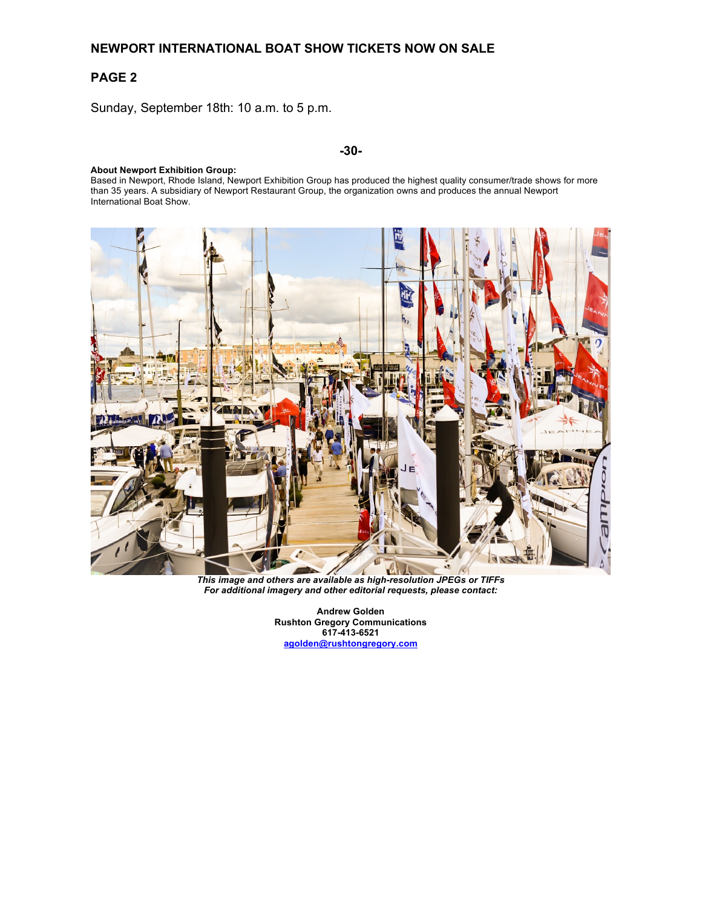**NEWPORT INTERNATIONAL BOAT SHOW TICKETS NOW ON SALE**

**PAGE 2**

Sunday, September 18th: 10 a.m. to 5 p.m.

**-30-**

**About Newport Exhibition Group:**
Based in Newport, Rhode Island, Newport Exhibition Group has produced the highest quality consumer/trade shows for more than 35 years. A subsidiary of Newport Restaurant Group, the organization owns and produces the annual Newport International Boat Show.

***This image and others are available as high-resolution JPEGs or TIFFs***
***For additional imagery and other editorial requests, please contact:***

**Andrew Golden**
**Rushton Gregory Communications**
**617-413-6521**
**agolden@rushtongregory.com**